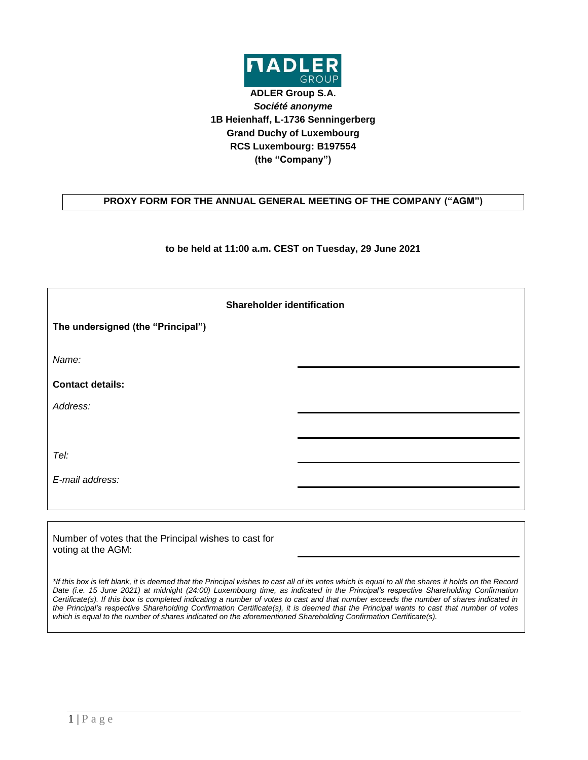**ADLER Group S.A.**
***Société anonyme***
**1B Heienhaff, L-1736 Senningerberg**
**Grand Duchy of Luxembourg**
**RCS Luxembourg: B197554**
**(the "Company")**

## PROXY FORM FOR THE ANNUAL GENERAL MEETING OF THE COMPANY ("AGM")

**to be held at 11:00 a.m. CEST on Tuesday, 29 June 2021**

**Shareholder identification**

**The undersigned (the "Principal")**

*Name:* \_\_\_\_\_\_\_\_\_\_\_\_\_\_\_\_\_\_\_\_\_\_\_\_\_\_\_\_\_\_\_\_

**Contact details:**

*Address:* \_\_\_\_\_\_\_\_\_\_\_\_\_\_\_\_\_\_\_\_\_\_\_\_\_\_\_\_\_\_\_\_

\_\_\_\_\_\_\_\_\_\_\_\_\_\_\_\_\_\_\_\_\_\_\_\_\_\_\_\_\_\_\_\_

*Tel:* \_\_\_\_\_\_\_\_\_\_\_\_\_\_\_\_\_\_\_\_\_\_\_\_\_\_\_\_\_\_\_\_

*E-mail address:* \_\_\_\_\_\_\_\_\_\_\_\_\_\_\_\_\_\_\_\_\_\_\_\_\_\_\_\_\_\_\_\_

Number of votes that the Principal wishes to cast for voting at the AGM: \_\_\_\_\_\_\_\_\_\_\_\_\_\_\_\_\_\_\_\_\_\_\_\_\_\_\_\_\_\_\_\_

*\*If this box is left blank, it is deemed that the Principal wishes to cast all of its votes which is equal to all the shares it holds on the Record Date (i.e. 15 June 2021) at midnight (24:00) Luxembourg time, as indicated in the Principal's respective Shareholding Confirmation Certificate(s). If this box is completed indicating a number of votes to cast and that number exceeds the number of shares indicated in the Principal's respective Shareholding Confirmation Certificate(s), it is deemed that the Principal wants to cast that number of votes which is equal to the number of shares indicated on the aforementioned Shareholding Confirmation Certificate(s).*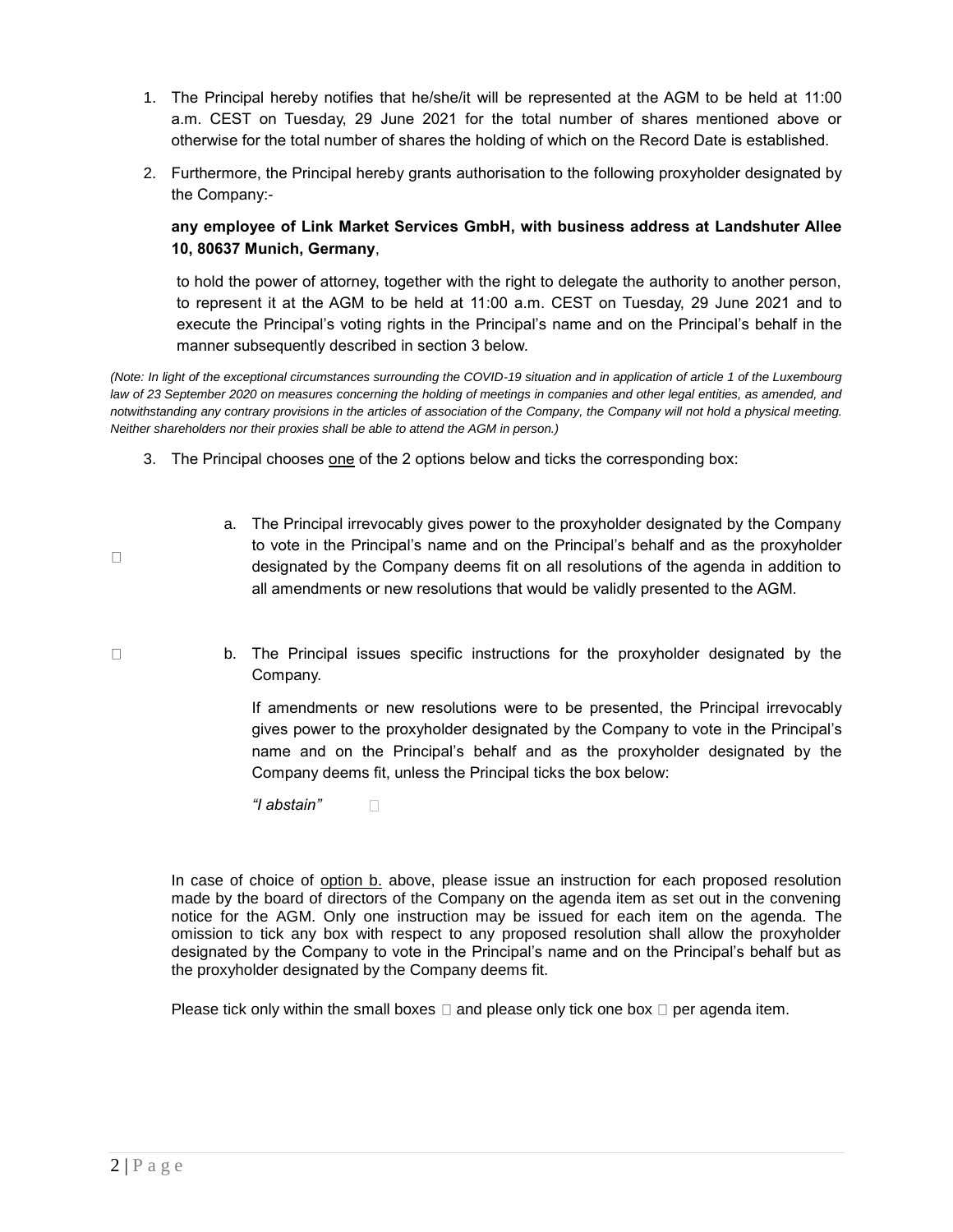1. The Principal hereby notifies that he/she/it will be represented at the AGM to be held at 11:00 a.m. CEST on Tuesday, 29 June 2021 for the total number of shares mentioned above or otherwise for the total number of shares the holding of which on the Record Date is established.

2. Furthermore, the Principal hereby grants authorisation to the following proxyholder designated by the Company:-

   **any employee of Link Market Services GmbH, with business address at Landshuter Allee 10, 80637 Munich, Germany**,

   to hold the power of attorney, together with the right to delegate the authority to another person, to represent it at the AGM to be held at 11:00 a.m. CEST on Tuesday, 29 June 2021 and to execute the Principal's voting rights in the Principal's name and on the Principal's behalf in the manner subsequently described in section 3 below.

*(Note: In light of the exceptional circumstances surrounding the COVID-19 situation and in application of article 1 of the Luxembourg law of 23 September 2020 on measures concerning the holding of meetings in companies and other legal entities, as amended, and notwithstanding any contrary provisions in the articles of association of the Company, the Company will not hold a physical meeting. Neither shareholders nor their proxies shall be able to attend the AGM in person.)*

3. The Principal chooses one of the 2 options below and ticks the corresponding box:

☐ a. The Principal irrevocably gives power to the proxyholder designated by the Company to vote in the Principal's name and on the Principal's behalf and as the proxyholder designated by the Company deems fit on all resolutions of the agenda in addition to all amendments or new resolutions that would be validly presented to the AGM.

☐ b. The Principal issues specific instructions for the proxyholder designated by the Company.

   If amendments or new resolutions were to be presented, the Principal irrevocably gives power to the proxyholder designated by the Company to vote in the Principal's name and on the Principal's behalf and as the proxyholder designated by the Company deems fit, unless the Principal ticks the box below:

   *"I abstain"* ☐

In case of choice of option b. above, please issue an instruction for each proposed resolution made by the board of directors of the Company on the agenda item as set out in the convening notice for the AGM. Only one instruction may be issued for each item on the agenda. The omission to tick any box with respect to any proposed resolution shall allow the proxyholder designated by the Company to vote in the Principal's name and on the Principal's behalf but as the proxyholder designated by the Company deems fit.

Please tick only within the small boxes ☐ and please only tick one box ☐ per agenda item.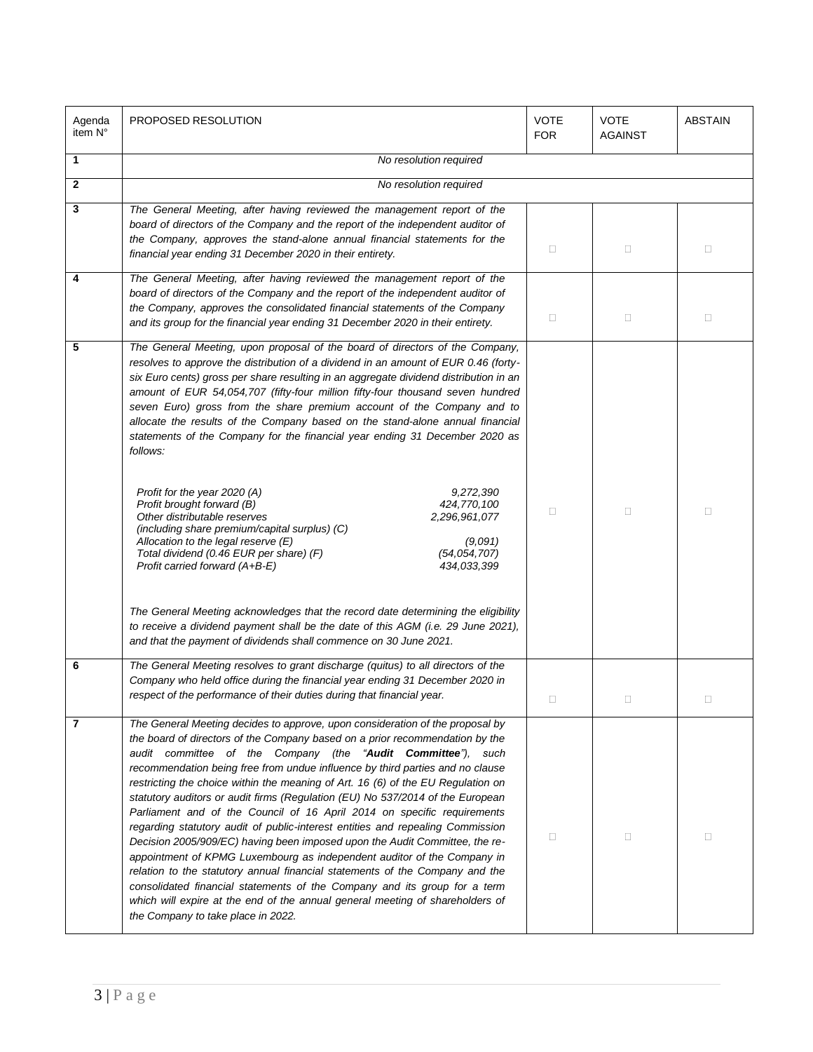| Agenda item N° | PROPOSED RESOLUTION | VOTE FOR | VOTE AGAINST | ABSTAIN |
|---|---|---|---|---|
| **1** | *No resolution required* | | | |
| **2** | *No resolution required* | | | |
| **3** | *The General Meeting, after having reviewed the management report of the board of directors of the Company and the report of the independent auditor of the Company, approves the stand-alone annual financial statements for the financial year ending 31 December 2020 in their entirety.* | □ | □ | □ |
| **4** | *The General Meeting, after having reviewed the management report of the board of directors of the Company and the report of the independent auditor of the Company, approves the consolidated financial statements of the Company and its group for the financial year ending 31 December 2020 in their entirety.* | □ | □ | □ |
| **5** | *The General Meeting, upon proposal of the board of directors of the Company, resolves to approve the distribution of a dividend in an amount of EUR 0.46 (forty-six Euro cents) gross per share resulting in an aggregate dividend distribution in an amount of EUR 54,054,707 (fifty-four million fifty-four thousand seven hundred seven Euro) gross from the share premium account of the Company and to allocate the results of the Company based on the stand-alone annual financial statements of the Company for the financial year ending 31 December 2020 as follows:*<br><br>*Profit for the year 2020 (A) 9,272,390*<br>*Profit brought forward (B) 424,770,100*<br>*Other distributable reserves (including share premium/capital surplus) (C) 2,296,961,077*<br>*Allocation to the legal reserve (E) (9,091)*<br>*Total dividend (0.46 EUR per share) (F) (54,054,707)*<br>*Profit carried forward (A+B-E) 434,033,399*<br><br>*The General Meeting acknowledges that the record date determining the eligibility to receive a dividend payment shall be the date of this AGM (i.e. 29 June 2021), and that the payment of dividends shall commence on 30 June 2021.* | □ | □ | □ |
| **6** | *The General Meeting resolves to grant discharge (quitus) to all directors of the Company who held office during the financial year ending 31 December 2020 in respect of the performance of their duties during that financial year.* | □ | □ | □ |
| **7** | *The General Meeting decides to approve, upon consideration of the proposal by the board of directors of the Company based on a prior recommendation by the audit committee of the Company (the "**Audit Committee**"), such recommendation being free from undue influence by third parties and no clause restricting the choice within the meaning of Art. 16 (6) of the EU Regulation on statutory auditors or audit firms (Regulation (EU) No 537/2014 of the European Parliament and of the Council of 16 April 2014 on specific requirements regarding statutory audit of public-interest entities and repealing Commission Decision 2005/909/EC) having been imposed upon the Audit Committee, the re-appointment of KPMG Luxembourg as independent auditor of the Company in relation to the statutory annual financial statements of the Company and the consolidated financial statements of the Company and its group for a term which will expire at the end of the annual general meeting of shareholders of the Company to take place in 2022.* | □ | □ | □ |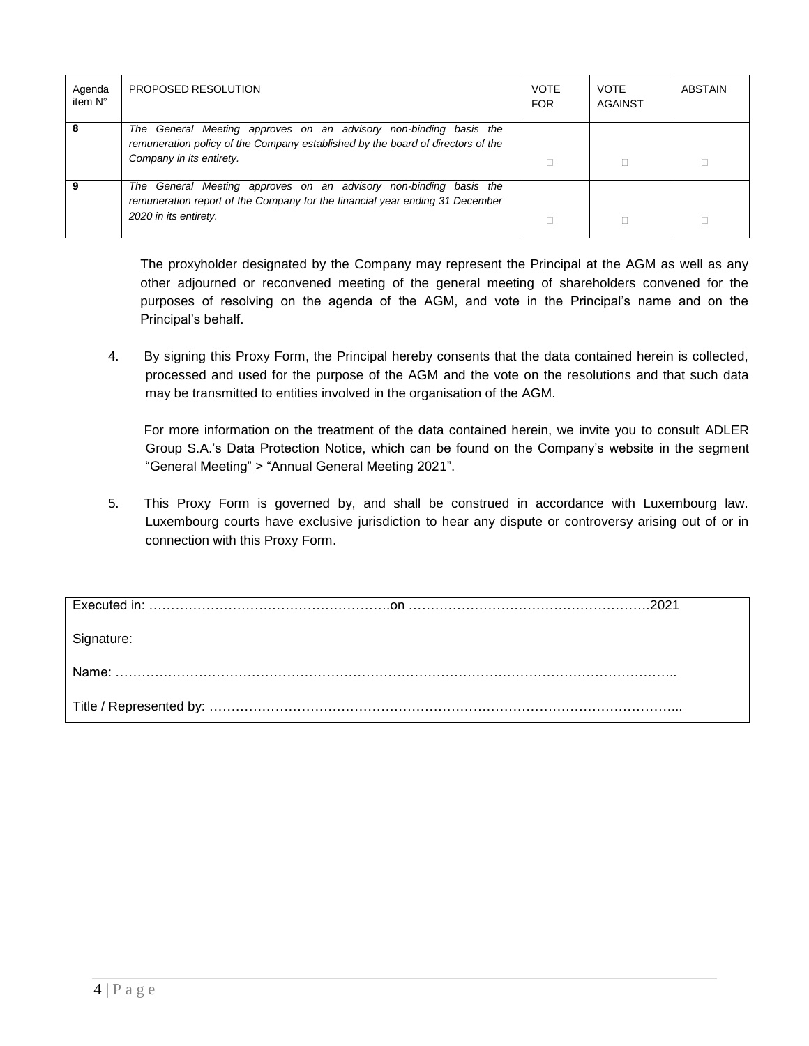| Agenda item N° | PROPOSED RESOLUTION | VOTE FOR | VOTE AGAINST | ABSTAIN |
|---|---|---|---|---|
| **8** | *The General Meeting approves on an advisory non-binding basis the remuneration policy of the Company established by the board of directors of the Company in its entirety.* | □ | □ | □ |
| **9** | *The General Meeting approves on an advisory non-binding basis the remuneration report of the Company for the financial year ending 31 December 2020 in its entirety.* | □ | □ | □ |

The proxyholder designated by the Company may represent the Principal at the AGM as well as any other adjourned or reconvened meeting of the general meeting of shareholders convened for the purposes of resolving on the agenda of the AGM, and vote in the Principal's name and on the Principal's behalf.

4. By signing this Proxy Form, the Principal hereby consents that the data contained herein is collected, processed and used for the purpose of the AGM and the vote on the resolutions and that such data may be transmitted to entities involved in the organisation of the AGM.

   For more information on the treatment of the data contained herein, we invite you to consult ADLER Group S.A.'s Data Protection Notice, which can be found on the Company's website in the segment "General Meeting" > "Annual General Meeting 2021".

5. This Proxy Form is governed by, and shall be construed in accordance with Luxembourg law. Luxembourg courts have exclusive jurisdiction to hear any dispute or controversy arising out of or in connection with this Proxy Form.

Executed in: ……………………………………………….on ……………………………………………..2021

Signature:

Name: ……………………………………………………………………………………………………………..

Title / Represented by: ………………………………………………………………………………………...